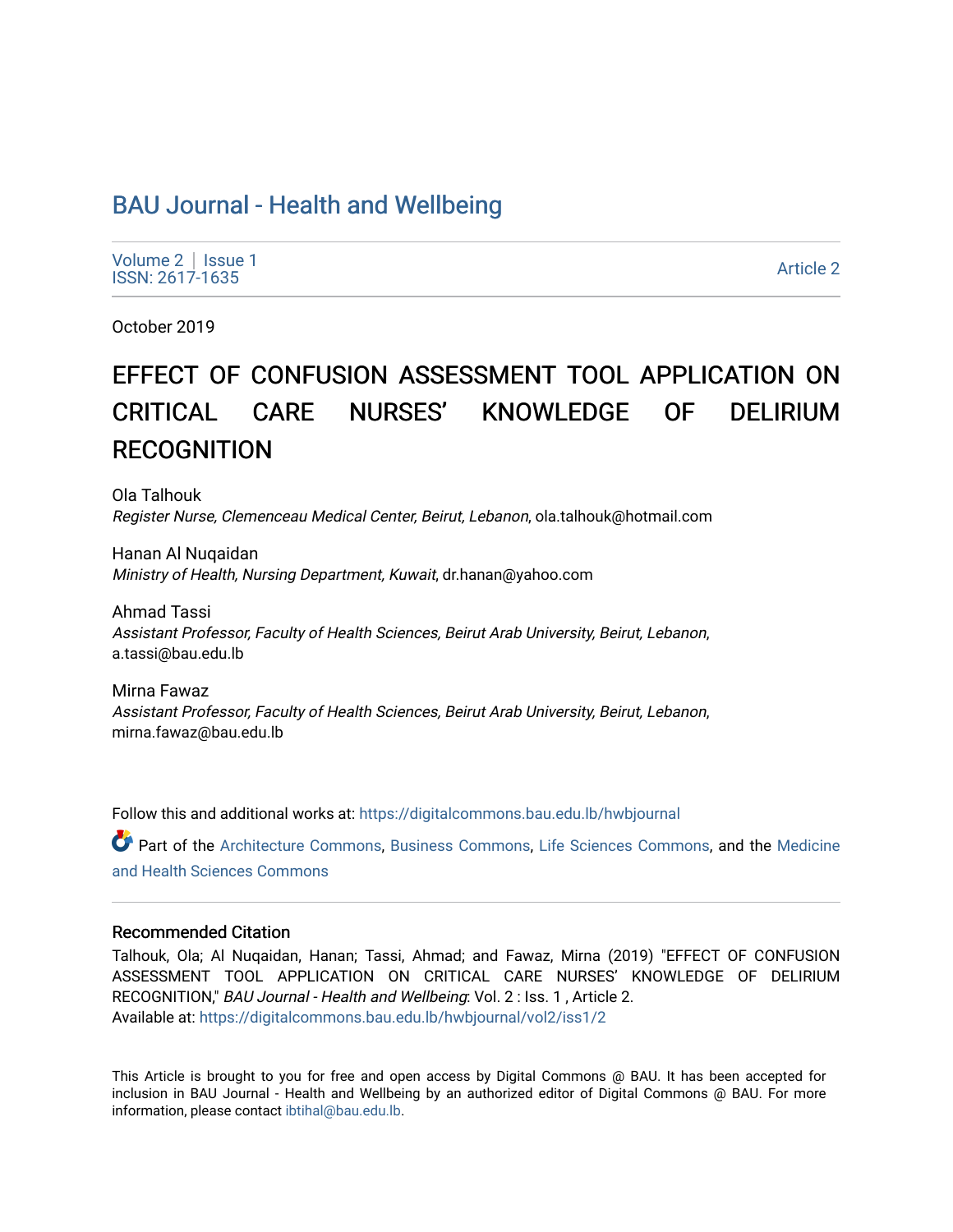BAU Journal - Health and Wellbeing

Volume 2 | Issue 1
ISSN: 2617-1635

Article 2

October 2019

# EFFECT OF CONFUSION ASSESSMENT TOOL APPLICATION ON CRITICAL CARE NURSES' KNOWLEDGE OF DELIRIUM RECOGNITION

Ola Talhouk
*Register Nurse, Clemenceau Medical Center, Beirut, Lebanon*, ola.talhouk@hotmail.com

Hanan Al Nuqaidan
*Ministry of Health, Nursing Department, Kuwait*, dr.hanan@yahoo.com

Ahmad Tassi
*Assistant Professor, Faculty of Health Sciences, Beirut Arab University, Beirut, Lebanon*, a.tassi@bau.edu.lb

Mirna Fawaz
*Assistant Professor, Faculty of Health Sciences, Beirut Arab University, Beirut, Lebanon*, mirna.fawaz@bau.edu.lb

Follow this and additional works at: https://digitalcommons.bau.edu.lb/hwbjournal

Part of the Architecture Commons, Business Commons, Life Sciences Commons, and the Medicine and Health Sciences Commons

## Recommended Citation

Talhouk, Ola; Al Nuqaidan, Hanan; Tassi, Ahmad; and Fawaz, Mirna (2019) "EFFECT OF CONFUSION ASSESSMENT TOOL APPLICATION ON CRITICAL CARE NURSES' KNOWLEDGE OF DELIRIUM RECOGNITION," *BAU Journal - Health and Wellbeing*: Vol. 2 : Iss. 1 , Article 2.
Available at: https://digitalcommons.bau.edu.lb/hwbjournal/vol2/iss1/2

This Article is brought to you for free and open access by Digital Commons @ BAU. It has been accepted for inclusion in BAU Journal - Health and Wellbeing by an authorized editor of Digital Commons @ BAU. For more information, please contact ibtihal@bau.edu.lb.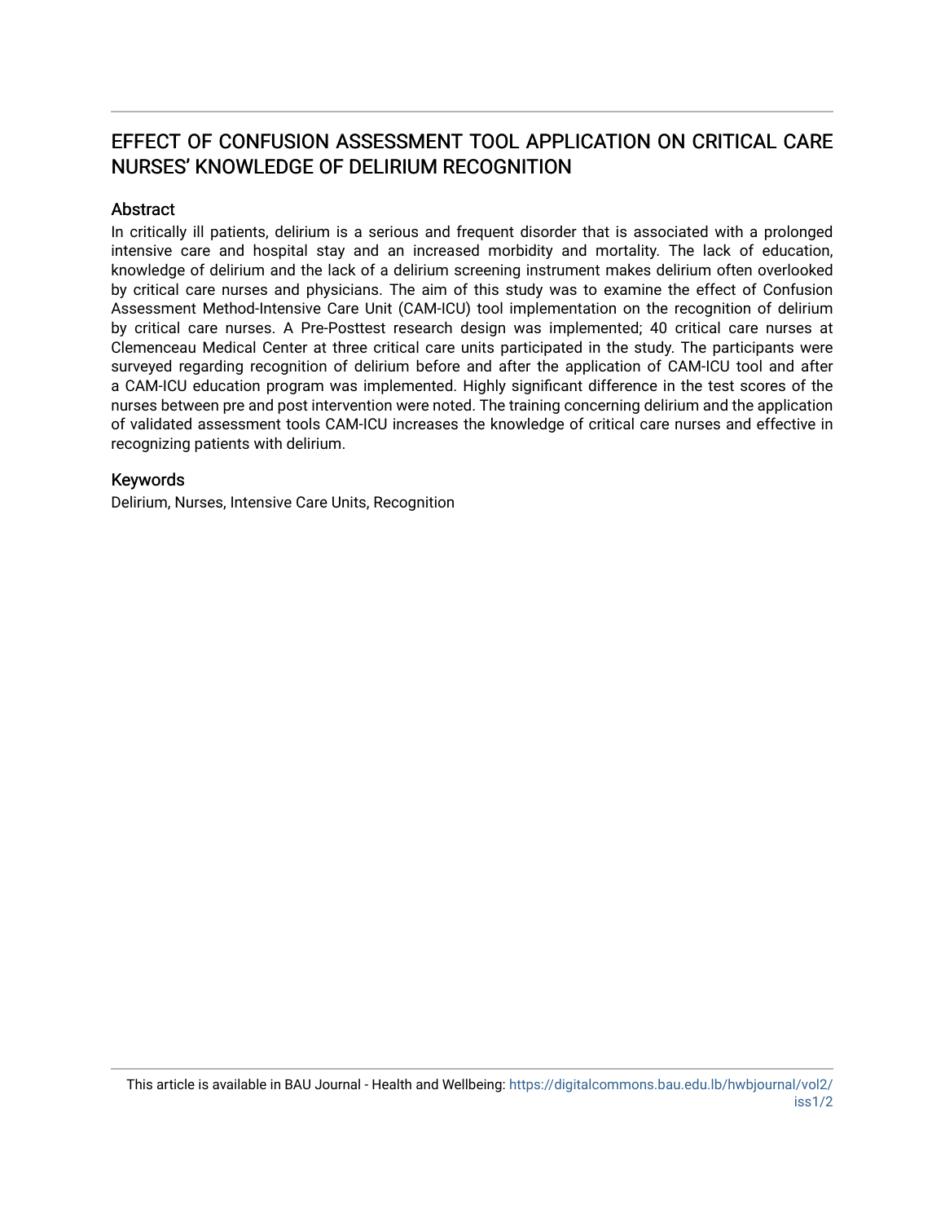# EFFECT OF CONFUSION ASSESSMENT TOOL APPLICATION ON CRITICAL CARE NURSES' KNOWLEDGE OF DELIRIUM RECOGNITION

## Abstract

In critically ill patients, delirium is a serious and frequent disorder that is associated with a prolonged intensive care and hospital stay and an increased morbidity and mortality. The lack of education, knowledge of delirium and the lack of a delirium screening instrument makes delirium often overlooked by critical care nurses and physicians. The aim of this study was to examine the effect of Confusion Assessment Method-Intensive Care Unit (CAM-ICU) tool implementation on the recognition of delirium by critical care nurses. A Pre-Posttest research design was implemented; 40 critical care nurses at Clemenceau Medical Center at three critical care units participated in the study. The participants were surveyed regarding recognition of delirium before and after the application of CAM-ICU tool and after a CAM-ICU education program was implemented. Highly significant difference in the test scores of the nurses between pre and post intervention were noted. The training concerning delirium and the application of validated assessment tools CAM-ICU increases the knowledge of critical care nurses and effective in recognizing patients with delirium.

## Keywords

Delirium, Nurses, Intensive Care Units, Recognition

This article is available in BAU Journal - Health and Wellbeing: https://digitalcommons.bau.edu.lb/hwbjournal/vol2/iss1/2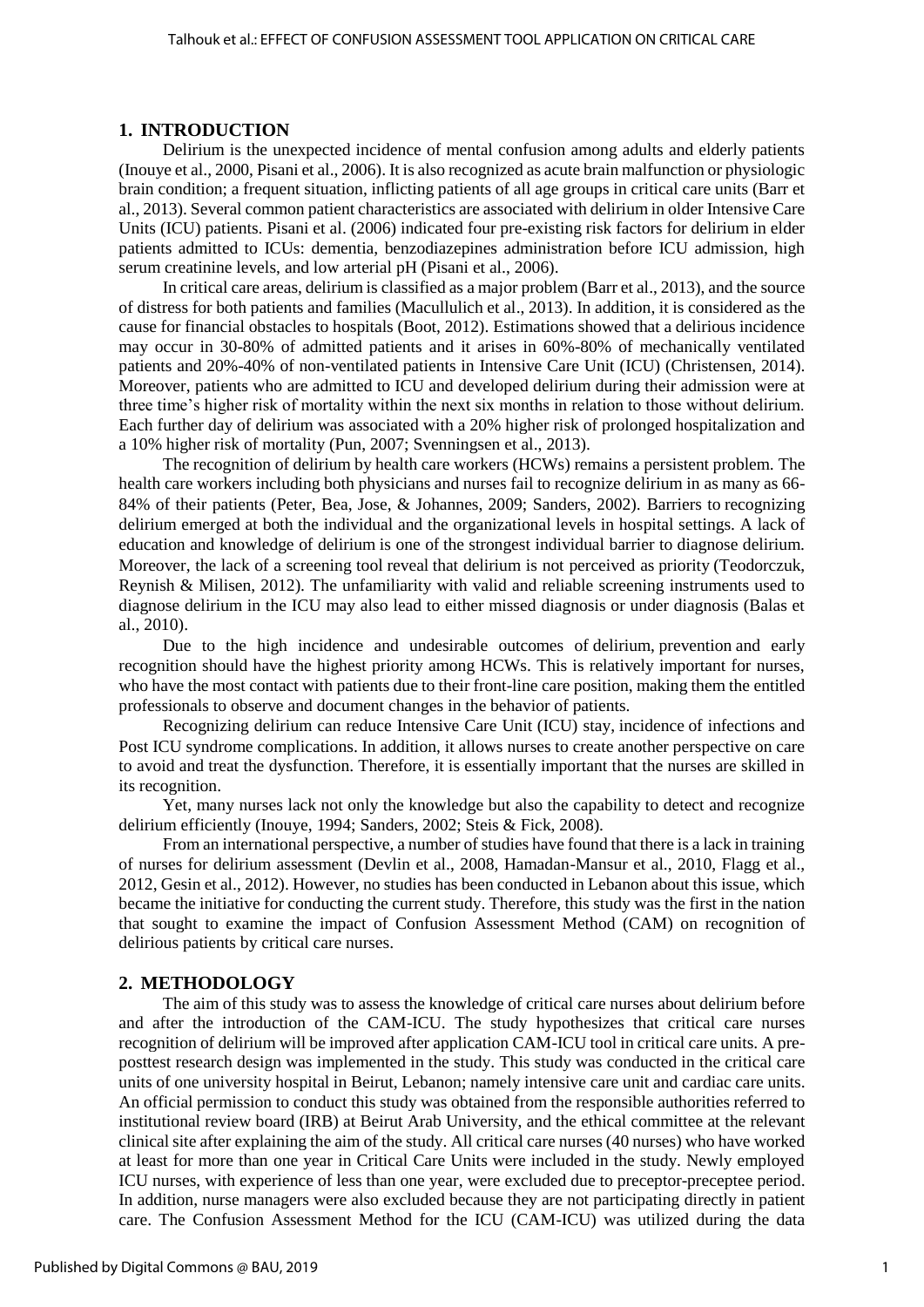## 1. INTRODUCTION

Delirium is the unexpected incidence of mental confusion among adults and elderly patients (Inouye et al., 2000, Pisani et al., 2006). It is also recognized as acute brain malfunction or physiologic brain condition; a frequent situation, inflicting patients of all age groups in critical care units (Barr et al., 2013). Several common patient characteristics are associated with delirium in older Intensive Care Units (ICU) patients. Pisani et al. (2006) indicated four pre-existing risk factors for delirium in elder patients admitted to ICUs: dementia, benzodiazepines administration before ICU admission, high serum creatinine levels, and low arterial pH (Pisani et al., 2006).

In critical care areas, delirium is classified as a major problem (Barr et al., 2013), and the source of distress for both patients and families (Macullulich et al., 2013). In addition, it is considered as the cause for financial obstacles to hospitals (Boot, 2012). Estimations showed that a delirious incidence may occur in 30-80% of admitted patients and it arises in 60%-80% of mechanically ventilated patients and 20%-40% of non-ventilated patients in Intensive Care Unit (ICU) (Christensen, 2014). Moreover, patients who are admitted to ICU and developed delirium during their admission were at three time's higher risk of mortality within the next six months in relation to those without delirium. Each further day of delirium was associated with a 20% higher risk of prolonged hospitalization and a 10% higher risk of mortality (Pun, 2007; Svenningsen et al., 2013).

The recognition of delirium by health care workers (HCWs) remains a persistent problem. The health care workers including both physicians and nurses fail to recognize delirium in as many as 66-84% of their patients (Peter, Bea, Jose, & Johannes, 2009; Sanders, 2002). Barriers to recognizing delirium emerged at both the individual and the organizational levels in hospital settings. A lack of education and knowledge of delirium is one of the strongest individual barrier to diagnose delirium. Moreover, the lack of a screening tool reveal that delirium is not perceived as priority (Teodorczuk, Reynish & Milisen, 2012). The unfamiliarity with valid and reliable screening instruments used to diagnose delirium in the ICU may also lead to either missed diagnosis or under diagnosis (Balas et al., 2010).

Due to the high incidence and undesirable outcomes of delirium, prevention and early recognition should have the highest priority among HCWs. This is relatively important for nurses, who have the most contact with patients due to their front-line care position, making them the entitled professionals to observe and document changes in the behavior of patients.

Recognizing delirium can reduce Intensive Care Unit (ICU) stay, incidence of infections and Post ICU syndrome complications. In addition, it allows nurses to create another perspective on care to avoid and treat the dysfunction. Therefore, it is essentially important that the nurses are skilled in its recognition.

Yet, many nurses lack not only the knowledge but also the capability to detect and recognize delirium efficiently (Inouye, 1994; Sanders, 2002; Steis & Fick, 2008).

From an international perspective, a number of studies have found that there is a lack in training of nurses for delirium assessment (Devlin et al., 2008, Hamadan-Mansur et al., 2010, Flagg et al., 2012, Gesin et al., 2012). However, no studies has been conducted in Lebanon about this issue, which became the initiative for conducting the current study. Therefore, this study was the first in the nation that sought to examine the impact of Confusion Assessment Method (CAM) on recognition of delirious patients by critical care nurses.

## 2. METHODOLOGY

The aim of this study was to assess the knowledge of critical care nurses about delirium before and after the introduction of the CAM-ICU. The study hypothesizes that critical care nurses recognition of delirium will be improved after application CAM-ICU tool in critical care units. A pre-posttest research design was implemented in the study. This study was conducted in the critical care units of one university hospital in Beirut, Lebanon; namely intensive care unit and cardiac care units. An official permission to conduct this study was obtained from the responsible authorities referred to institutional review board (IRB) at Beirut Arab University, and the ethical committee at the relevant clinical site after explaining the aim of the study. All critical care nurses (40 nurses) who have worked at least for more than one year in Critical Care Units were included in the study. Newly employed ICU nurses, with experience of less than one year, were excluded due to preceptor-preceptee period. In addition, nurse managers were also excluded because they are not participating directly in patient care. The Confusion Assessment Method for the ICU (CAM-ICU) was utilized during the data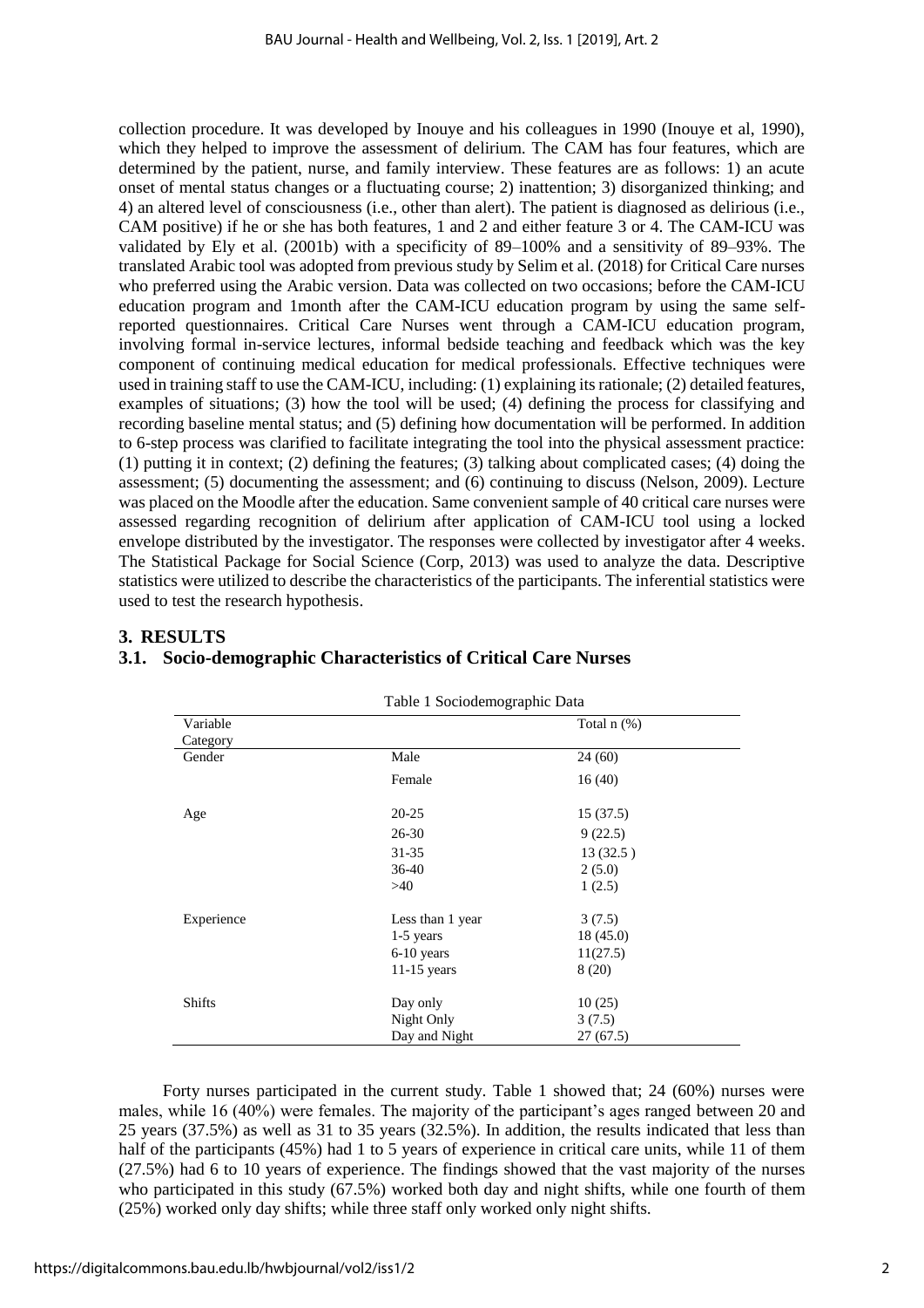collection procedure. It was developed by Inouye and his colleagues in 1990 (Inouye et al, 1990), which they helped to improve the assessment of delirium. The CAM has four features, which are determined by the patient, nurse, and family interview. These features are as follows: 1) an acute onset of mental status changes or a fluctuating course; 2) inattention; 3) disorganized thinking; and 4) an altered level of consciousness (i.e., other than alert). The patient is diagnosed as delirious (i.e., CAM positive) if he or she has both features, 1 and 2 and either feature 3 or 4. The CAM-ICU was validated by Ely et al. (2001b) with a specificity of 89–100% and a sensitivity of 89–93%. The translated Arabic tool was adopted from previous study by Selim et al. (2018) for Critical Care nurses who preferred using the Arabic version. Data was collected on two occasions; before the CAM-ICU education program and 1month after the CAM-ICU education program by using the same self-reported questionnaires. Critical Care Nurses went through a CAM-ICU education program, involving formal in-service lectures, informal bedside teaching and feedback which was the key component of continuing medical education for medical professionals. Effective techniques were used in training staff to use the CAM-ICU, including: (1) explaining its rationale; (2) detailed features, examples of situations; (3) how the tool will be used; (4) defining the process for classifying and recording baseline mental status; and (5) defining how documentation will be performed. In addition to 6-step process was clarified to facilitate integrating the tool into the physical assessment practice: (1) putting it in context; (2) defining the features; (3) talking about complicated cases; (4) doing the assessment; (5) documenting the assessment; and (6) continuing to discuss (Nelson, 2009). Lecture was placed on the Moodle after the education. Same convenient sample of 40 critical care nurses were assessed regarding recognition of delirium after application of CAM-ICU tool using a locked envelope distributed by the investigator. The responses were collected by investigator after 4 weeks. The Statistical Package for Social Science (Corp, 2013) was used to analyze the data. Descriptive statistics were utilized to describe the characteristics of the participants. The inferential statistics were used to test the research hypothesis.

## 3. RESULTS

### 3.1. Socio-demographic Characteristics of Critical Care Nurses

Table 1 Sociodemographic Data

| Variable Category | | Total n (%) |
|---|---|---|
| Gender | Male | 24 (60) |
| | Female | 16 (40) |
| Age | 20-25 | 15 (37.5) |
| | 26-30 | 9 (22.5) |
| | 31-35 | 13 (32.5 ) |
| | 36-40 | 2 (5.0) |
| | >40 | 1 (2.5) |
| Experience | Less than 1 year | 3 (7.5) |
| | 1-5 years | 18 (45.0) |
| | 6-10 years | 11(27.5) |
| | 11-15 years | 8 (20) |
| Shifts | Day only | 10 (25) |
| | Night Only | 3 (7.5) |
| | Day and Night | 27 (67.5) |

Forty nurses participated in the current study. Table 1 showed that; 24 (60%) nurses were males, while 16 (40%) were females. The majority of the participant's ages ranged between 20 and 25 years (37.5%) as well as 31 to 35 years (32.5%). In addition, the results indicated that less than half of the participants (45%) had 1 to 5 years of experience in critical care units, while 11 of them (27.5%) had 6 to 10 years of experience. The findings showed that the vast majority of the nurses who participated in this study (67.5%) worked both day and night shifts, while one fourth of them (25%) worked only day shifts; while three staff only worked only night shifts.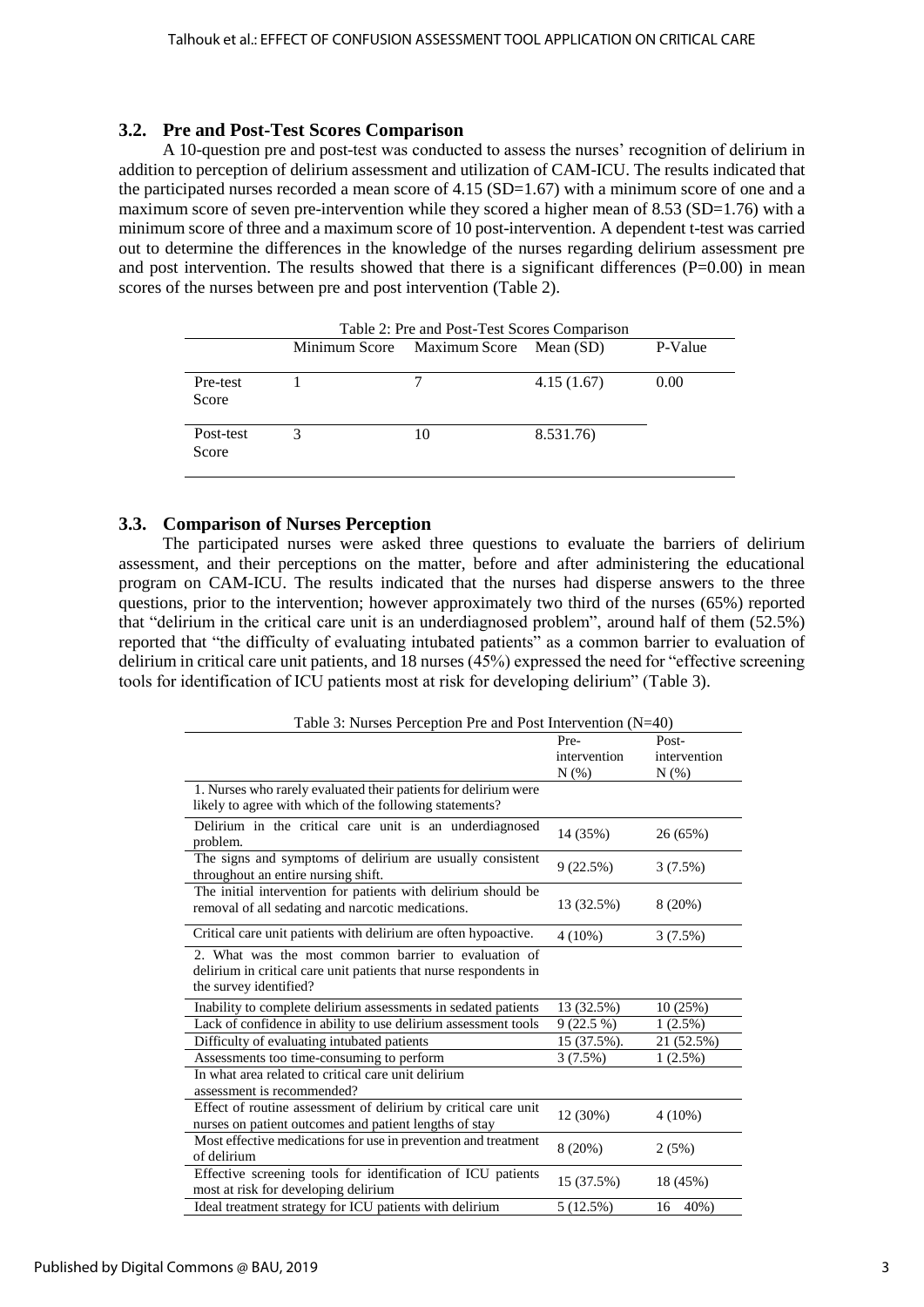### 3.2. Pre and Post-Test Scores Comparison

A 10-question pre and post-test was conducted to assess the nurses' recognition of delirium in addition to perception of delirium assessment and utilization of CAM-ICU. The results indicated that the participated nurses recorded a mean score of 4.15 (SD=1.67) with a minimum score of one and a maximum score of seven pre-intervention while they scored a higher mean of 8.53 (SD=1.76) with a minimum score of three and a maximum score of 10 post-intervention. A dependent t-test was carried out to determine the differences in the knowledge of the nurses regarding delirium assessment pre and post intervention. The results showed that there is a significant differences (P=0.00) in mean scores of the nurses between pre and post intervention (Table 2).

Table 2: Pre and Post-Test Scores Comparison

| | Minimum Score | Maximum Score | Mean (SD) | P-Value |
|---|---|---|---|---|
| Pre-test Score | 1 | 7 | 4.15 (1.67) | 0.00 |
| Post-test Score | 3 | 10 | 8.531.76) | |

### 3.3. Comparison of Nurses Perception

The participated nurses were asked three questions to evaluate the barriers of delirium assessment, and their perceptions on the matter, before and after administering the educational program on CAM-ICU. The results indicated that the nurses had disperse answers to the three questions, prior to the intervention; however approximately two third of the nurses (65%) reported that "delirium in the critical care unit is an underdiagnosed problem", around half of them (52.5%) reported that "the difficulty of evaluating intubated patients" as a common barrier to evaluation of delirium in critical care unit patients, and 18 nurses (45%) expressed the need for "effective screening tools for identification of ICU patients most at risk for developing delirium" (Table 3).

Table 3: Nurses Perception Pre and Post Intervention (N=40)

| | Pre-intervention N (%) | Post-intervention N (%) |
|---|---|---|
| 1. Nurses who rarely evaluated their patients for delirium were likely to agree with which of the following statements? | | |
| Delirium in the critical care unit is an underdiagnosed problem. | 14 (35%) | 26 (65%) |
| The signs and symptoms of delirium are usually consistent throughout an entire nursing shift. | 9 (22.5%) | 3 (7.5%) |
| The initial intervention for patients with delirium should be removal of all sedating and narcotic medications. | 13 (32.5%) | 8 (20%) |
| Critical care unit patients with delirium are often hypoactive. | 4 (10%) | 3 (7.5%) |
| 2. What was the most common barrier to evaluation of delirium in critical care unit patients that nurse respondents in the survey identified? | | |
| Inability to complete delirium assessments in sedated patients | 13 (32.5%) | 10 (25%) |
| Lack of confidence in ability to use delirium assessment tools | 9 (22.5 %) | 1 (2.5%) |
| Difficulty of evaluating intubated patients | 15 (37.5%). | 21 (52.5%) |
| Assessments too time-consuming to perform | 3 (7.5%) | 1 (2.5%) |
| In what area related to critical care unit delirium assessment is recommended? | | |
| Effect of routine assessment of delirium by critical care unit nurses on patient outcomes and patient lengths of stay | 12 (30%) | 4 (10%) |
| Most effective medications for use in prevention and treatment of delirium | 8 (20%) | 2 (5%) |
| Effective screening tools for identification of ICU patients most at risk for developing delirium | 15 (37.5%) | 18 (45%) |
| Ideal treatment strategy for ICU patients with delirium | 5 (12.5%) | 16 40%) |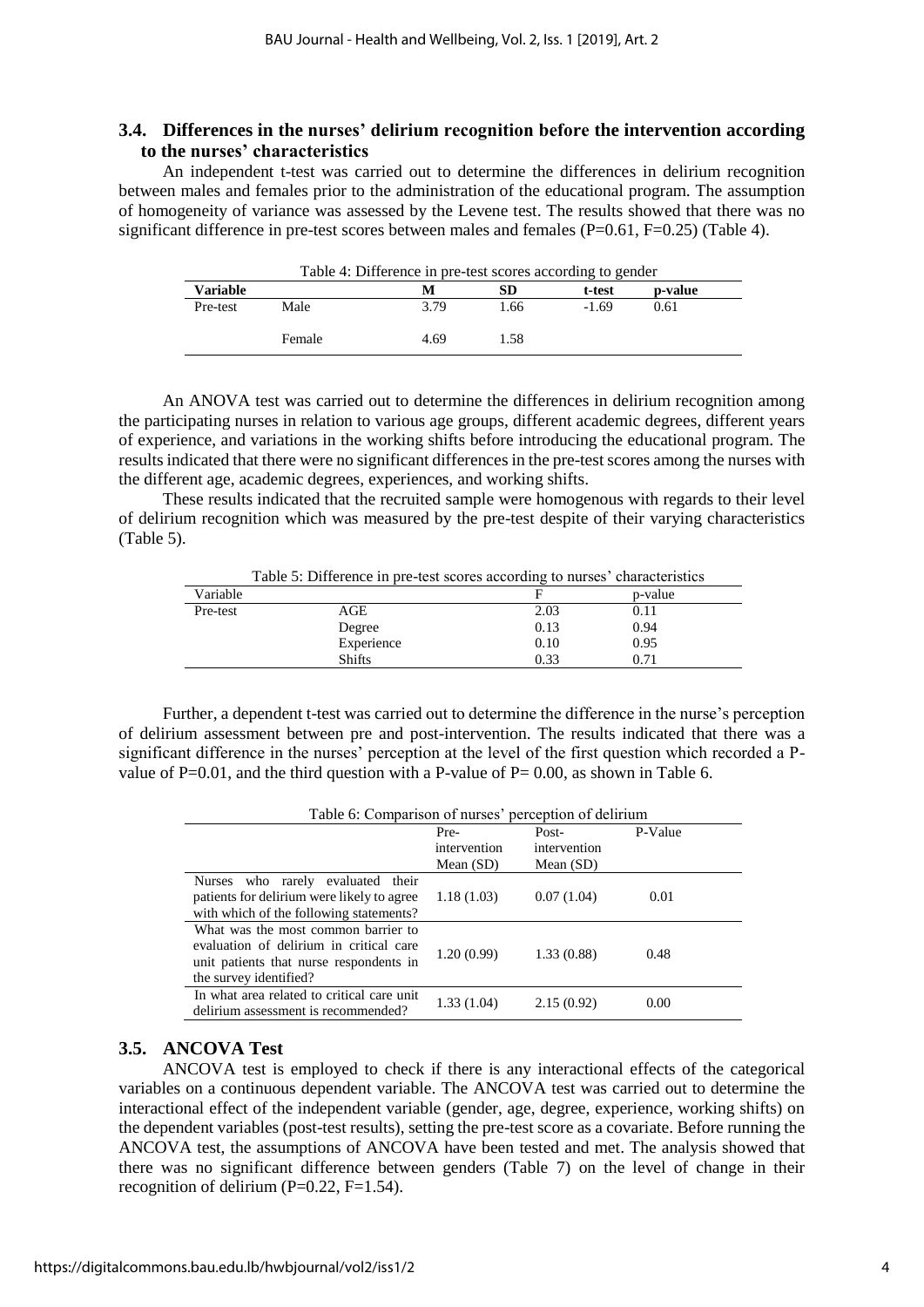### 3.4. Differences in the nurses' delirium recognition before the intervention according to the nurses' characteristics

An independent t-test was carried out to determine the differences in delirium recognition between males and females prior to the administration of the educational program. The assumption of homogeneity of variance was assessed by the Levene test. The results showed that there was no significant difference in pre-test scores between males and females (P=0.61, F=0.25) (Table 4).

Table 4: Difference in pre-test scores according to gender

| Variable | | M | SD | t-test | p-value |
|---|---|---|---|---|---|
| Pre-test | Male | 3.79 | 1.66 | -1.69 | 0.61 |
| | Female | 4.69 | 1.58 | | |

An ANOVA test was carried out to determine the differences in delirium recognition among the participating nurses in relation to various age groups, different academic degrees, different years of experience, and variations in the working shifts before introducing the educational program. The results indicated that there were no significant differences in the pre-test scores among the nurses with the different age, academic degrees, experiences, and working shifts.

These results indicated that the recruited sample were homogenous with regards to their level of delirium recognition which was measured by the pre-test despite of their varying characteristics (Table 5).

Table 5: Difference in pre-test scores according to nurses' characteristics

| Variable | | F | p-value |
|---|---|---|---|
| Pre-test | AGE | 2.03 | 0.11 |
| | Degree | 0.13 | 0.94 |
| | Experience | 0.10 | 0.95 |
| | Shifts | 0.33 | 0.71 |

Further, a dependent t-test was carried out to determine the difference in the nurse's perception of delirium assessment between pre and post-intervention. The results indicated that there was a significant difference in the nurses' perception at the level of the first question which recorded a P-value of P=0.01, and the third question with a P-value of P= 0.00, as shown in Table 6.

Table 6: Comparison of nurses' perception of delirium

| | Pre-intervention Mean (SD) | Post-intervention Mean (SD) | P-Value |
|---|---|---|---|
| Nurses who rarely evaluated their patients for delirium were likely to agree with which of the following statements? | 1.18 (1.03) | 0.07 (1.04) | 0.01 |
| What was the most common barrier to evaluation of delirium in critical care unit patients that nurse respondents in the survey identified? | 1.20 (0.99) | 1.33 (0.88) | 0.48 |
| In what area related to critical care unit delirium assessment is recommended? | 1.33 (1.04) | 2.15 (0.92) | 0.00 |

### 3.5. ANCOVA Test

ANCOVA test is employed to check if there is any interactional effects of the categorical variables on a continuous dependent variable. The ANCOVA test was carried out to determine the interactional effect of the independent variable (gender, age, degree, experience, working shifts) on the dependent variables (post-test results), setting the pre-test score as a covariate. Before running the ANCOVA test, the assumptions of ANCOVA have been tested and met. The analysis showed that there was no significant difference between genders (Table 7) on the level of change in their recognition of delirium (P=0.22, F=1.54).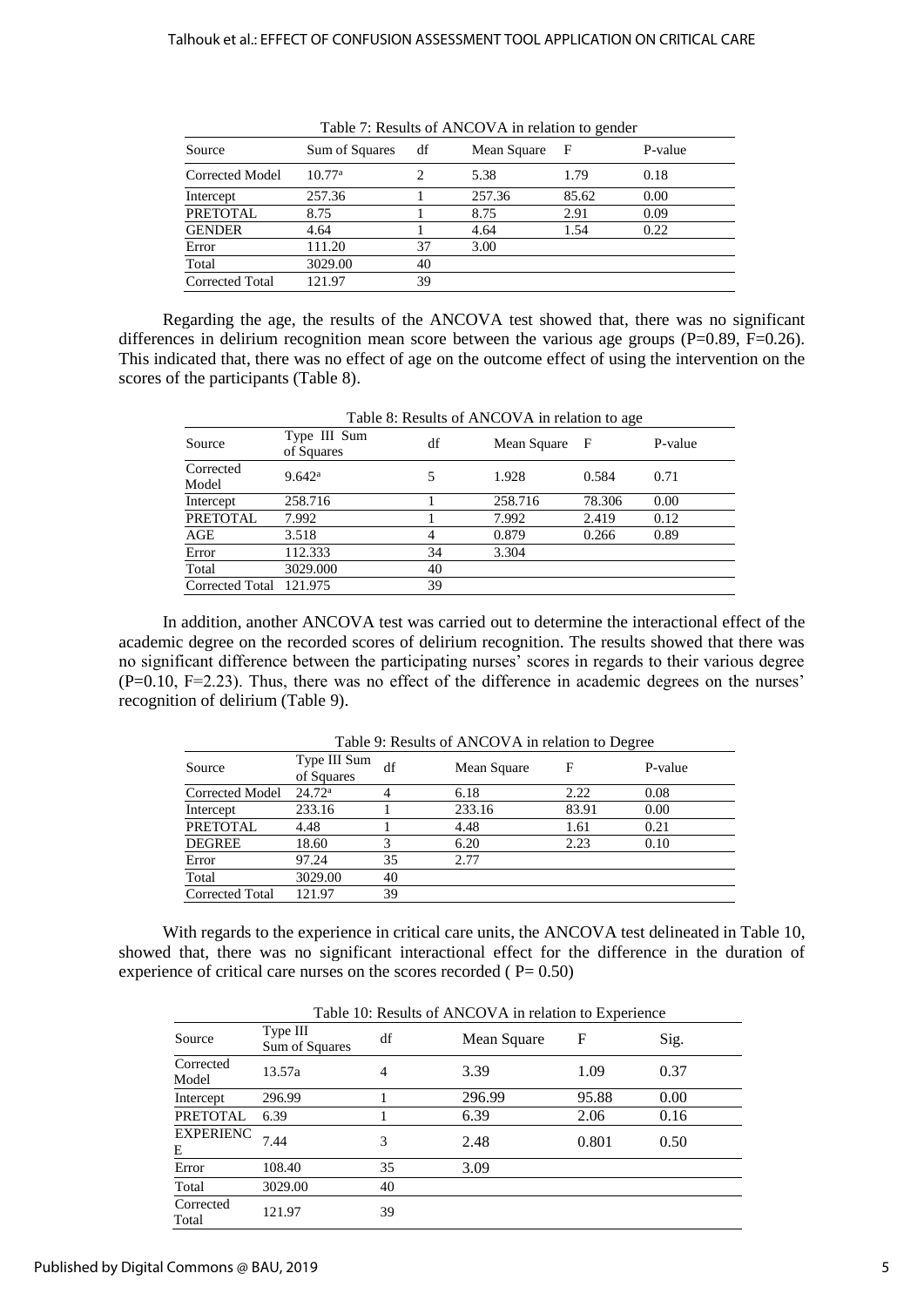Table 7: Results of ANCOVA in relation to gender

| Source | Sum of Squares | df | Mean Square | F | P-value |
|---|---|---|---|---|---|
| Corrected Model | 10.77[a] | 2 | 5.38 | 1.79 | 0.18 |
| Intercept | 257.36 | 1 | 257.36 | 85.62 | 0.00 |
| PRETOTAL | 8.75 | 1 | 8.75 | 2.91 | 0.09 |
| GENDER | 4.64 | 1 | 4.64 | 1.54 | 0.22 |
| Error | 111.20 | 37 | 3.00 | | |
| Total | 3029.00 | 40 | | | |
| Corrected Total | 121.97 | 39 | | | |

Regarding the age, the results of the ANCOVA test showed that, there was no significant differences in delirium recognition mean score between the various age groups (P=0.89, F=0.26). This indicated that, there was no effect of age on the outcome effect of using the intervention on the scores of the participants (Table 8).

Table 8: Results of ANCOVA in relation to age

| Source | Type III Sum of Squares | df | Mean Square | F | P-value |
|---|---|---|---|---|---|
| Corrected Model | 9.642[a] | 5 | 1.928 | 0.584 | 0.71 |
| Intercept | 258.716 | 1 | 258.716 | 78.306 | 0.00 |
| PRETOTAL | 7.992 | 1 | 7.992 | 2.419 | 0.12 |
| AGE | 3.518 | 4 | 0.879 | 0.266 | 0.89 |
| Error | 112.333 | 34 | 3.304 | | |
| Total | 3029.000 | 40 | | | |
| Corrected Total | 121.975 | 39 | | | |

In addition, another ANCOVA test was carried out to determine the interactional effect of the academic degree on the recorded scores of delirium recognition. The results showed that there was no significant difference between the participating nurses' scores in regards to their various degree (P=0.10, F=2.23). Thus, there was no effect of the difference in academic degrees on the nurses' recognition of delirium (Table 9).

Table 9: Results of ANCOVA in relation to Degree

| Source | Type III Sum of Squares | df | Mean Square | F | P-value |
|---|---|---|---|---|---|
| Corrected Model | 24.72[a] | 4 | 6.18 | 2.22 | 0.08 |
| Intercept | 233.16 | 1 | 233.16 | 83.91 | 0.00 |
| PRETOTAL | 4.48 | 1 | 4.48 | 1.61 | 0.21 |
| DEGREE | 18.60 | 3 | 6.20 | 2.23 | 0.10 |
| Error | 97.24 | 35 | 2.77 | | |
| Total | 3029.00 | 40 | | | |
| Corrected Total | 121.97 | 39 | | | |

With regards to the experience in critical care units, the ANCOVA test delineated in Table 10, showed that, there was no significant interactional effect for the difference in the duration of experience of critical care nurses on the scores recorded ( P= 0.50)

Table 10: Results of ANCOVA in relation to Experience

| Source | Type III Sum of Squares | df | Mean Square | F | Sig. |
|---|---|---|---|---|---|
| Corrected Model | 13.57a | 4 | 3.39 | 1.09 | 0.37 |
| Intercept | 296.99 | 1 | 296.99 | 95.88 | 0.00 |
| PRETOTAL | 6.39 | 1 | 6.39 | 2.06 | 0.16 |
| EXPERIENCE | 7.44 | 3 | 2.48 | 0.801 | 0.50 |
| Error | 108.40 | 35 | 3.09 | | |
| Total | 3029.00 | 40 | | | |
| Corrected Total | 121.97 | 39 | | | |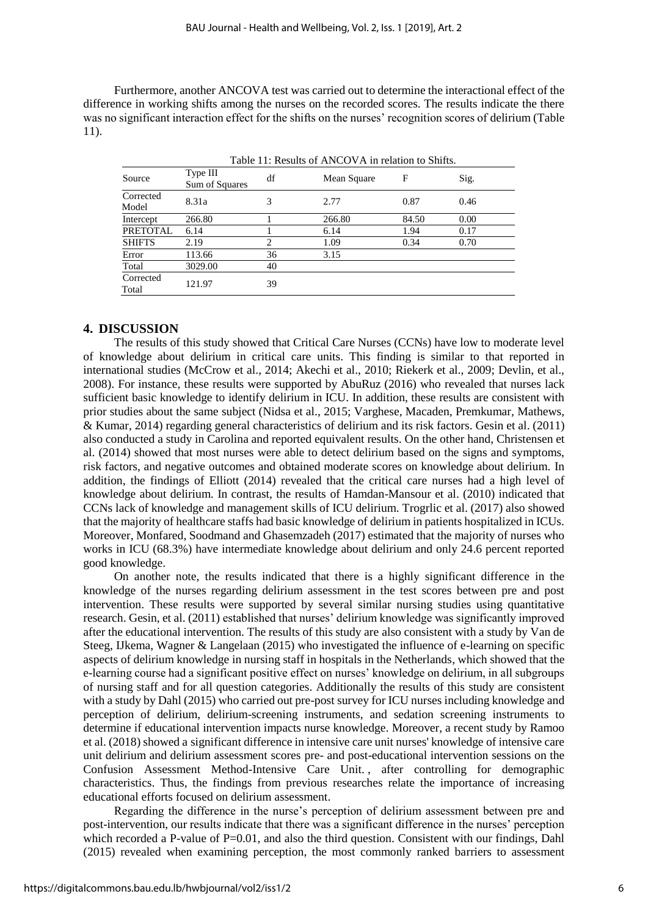Furthermore, another ANCOVA test was carried out to determine the interactional effect of the difference in working shifts among the nurses on the recorded scores. The results indicate the there was no significant interaction effect for the shifts on the nurses' recognition scores of delirium (Table 11).

Table 11: Results of ANCOVA in relation to Shifts.

| Source | Type III Sum of Squares | df | Mean Square | F | Sig. |
|---|---|---|---|---|---|
| Corrected Model | 8.31a | 3 | 2.77 | 0.87 | 0.46 |
| Intercept | 266.80 | 1 | 266.80 | 84.50 | 0.00 |
| PRETOTAL | 6.14 | 1 | 6.14 | 1.94 | 0.17 |
| SHIFTS | 2.19 | 2 | 1.09 | 0.34 | 0.70 |
| Error | 113.66 | 36 | 3.15 | | |
| Total | 3029.00 | 40 | | | |
| Corrected Total | 121.97 | 39 | | | |

## 4. DISCUSSION

The results of this study showed that Critical Care Nurses (CCNs) have low to moderate level of knowledge about delirium in critical care units. This finding is similar to that reported in international studies (McCrow et al., 2014; Akechi et al., 2010; Riekerk et al., 2009; Devlin, et al., 2008). For instance, these results were supported by AbuRuz (2016) who revealed that nurses lack sufficient basic knowledge to identify delirium in ICU. In addition, these results are consistent with prior studies about the same subject (Nidsa et al., 2015; Varghese, Macaden, Premkumar, Mathews, & Kumar, 2014) regarding general characteristics of delirium and its risk factors. Gesin et al. (2011) also conducted a study in Carolina and reported equivalent results. On the other hand, Christensen et al. (2014) showed that most nurses were able to detect delirium based on the signs and symptoms, risk factors, and negative outcomes and obtained moderate scores on knowledge about delirium. In addition, the findings of Elliott (2014) revealed that the critical care nurses had a high level of knowledge about delirium. In contrast, the results of Hamdan-Mansour et al. (2010) indicated that CCNs lack of knowledge and management skills of ICU delirium. Trogrlic et al. (2017) also showed that the majority of healthcare staffs had basic knowledge of delirium in patients hospitalized in ICUs. Moreover, Monfared, Soodmand and Ghasemzadeh (2017) estimated that the majority of nurses who works in ICU (68.3%) have intermediate knowledge about delirium and only 24.6 percent reported good knowledge.

On another note, the results indicated that there is a highly significant difference in the knowledge of the nurses regarding delirium assessment in the test scores between pre and post intervention. These results were supported by several similar nursing studies using quantitative research. Gesin, et al. (2011) established that nurses' delirium knowledge was significantly improved after the educational intervention. The results of this study are also consistent with a study by Van de Steeg, IJkema, Wagner & Langelaan (2015) who investigated the influence of e-learning on specific aspects of delirium knowledge in nursing staff in hospitals in the Netherlands, which showed that the e-learning course had a significant positive effect on nurses' knowledge on delirium, in all subgroups of nursing staff and for all question categories. Additionally the results of this study are consistent with a study by Dahl (2015) who carried out pre-post survey for ICU nurses including knowledge and perception of delirium, delirium-screening instruments, and sedation screening instruments to determine if educational intervention impacts nurse knowledge. Moreover, a recent study by Ramoo et al. (2018) showed a significant difference in intensive care unit nurses' knowledge of intensive care unit delirium and delirium assessment scores pre- and post-educational intervention sessions on the Confusion Assessment Method-Intensive Care Unit. , after controlling for demographic characteristics. Thus, the findings from previous researches relate the importance of increasing educational efforts focused on delirium assessment.

Regarding the difference in the nurse's perception of delirium assessment between pre and post-intervention, our results indicate that there was a significant difference in the nurses' perception which recorded a P-value of $P=0.01$, and also the third question. Consistent with our findings, Dahl (2015) revealed when examining perception, the most commonly ranked barriers to assessment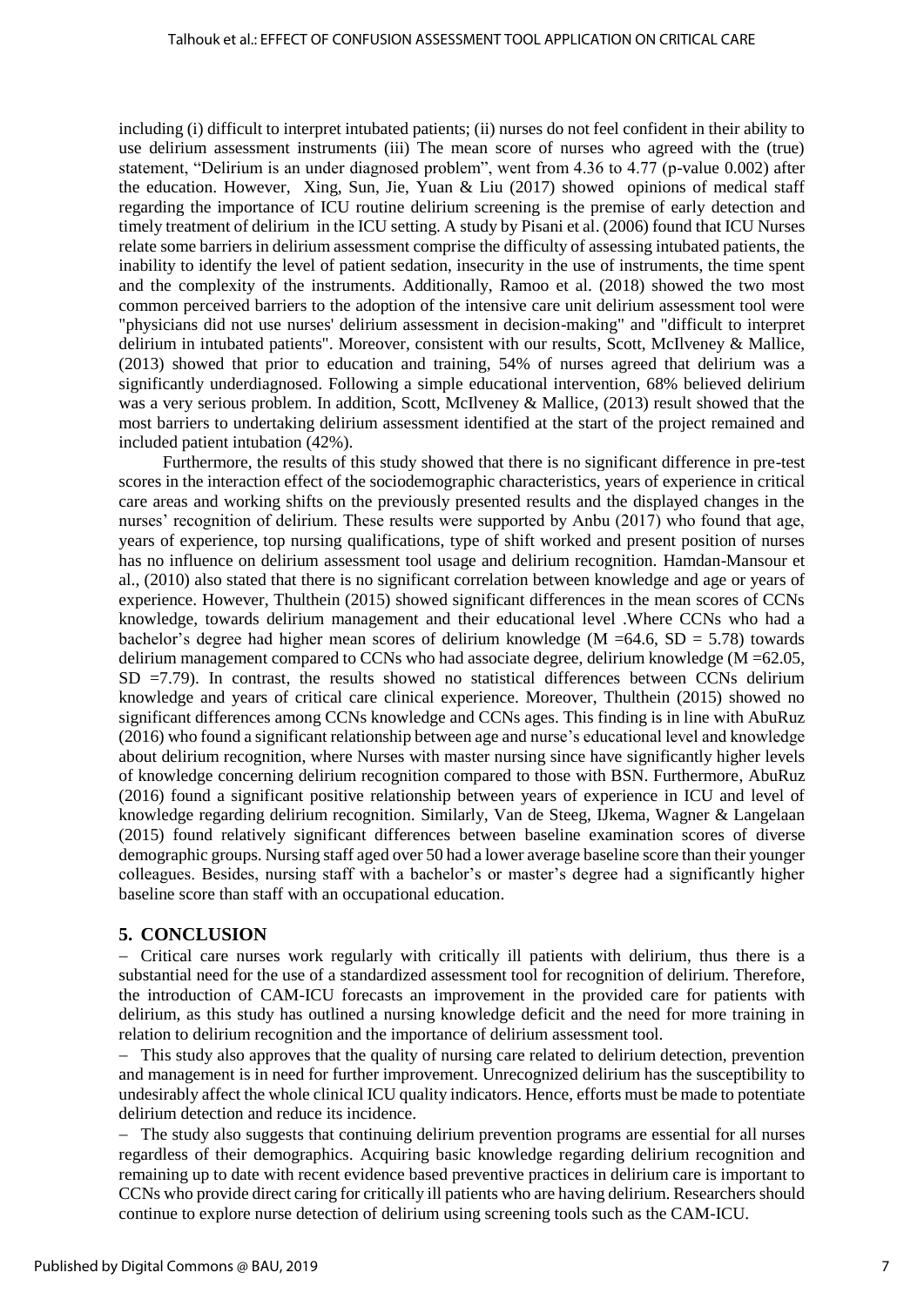including (i) difficult to interpret intubated patients; (ii) nurses do not feel confident in their ability to use delirium assessment instruments (iii) The mean score of nurses who agreed with the (true) statement, “Delirium is an under diagnosed problem”, went from 4.36 to 4.77 (p-value 0.002) after the education. However, Xing, Sun, Jie, Yuan & Liu (2017) showed opinions of medical staff regarding the importance of ICU routine delirium screening is the premise of early detection and timely treatment of delirium in the ICU setting. A study by Pisani et al. (2006) found that ICU Nurses relate some barriers in delirium assessment comprise the difficulty of assessing intubated patients, the inability to identify the level of patient sedation, insecurity in the use of instruments, the time spent and the complexity of the instruments. Additionally, Ramoo et al. (2018) showed the two most common perceived barriers to the adoption of the intensive care unit delirium assessment tool were "physicians did not use nurses' delirium assessment in decision-making" and "difficult to interpret delirium in intubated patients". Moreover, consistent with our results, Scott, McIlveney & Mallice, (2013) showed that prior to education and training, 54% of nurses agreed that delirium was a significantly underdiagnosed. Following a simple educational intervention, 68% believed delirium was a very serious problem. In addition, Scott, McIlveney & Mallice, (2013) result showed that the most barriers to undertaking delirium assessment identified at the start of the project remained and included patient intubation (42%).

Furthermore, the results of this study showed that there is no significant difference in pre-test scores in the interaction effect of the sociodemographic characteristics, years of experience in critical care areas and working shifts on the previously presented results and the displayed changes in the nurses’ recognition of delirium. These results were supported by Anbu (2017) who found that age, years of experience, top nursing qualifications, type of shift worked and present position of nurses has no influence on delirium assessment tool usage and delirium recognition. Hamdan-Mansour et al., (2010) also stated that there is no significant correlation between knowledge and age or years of experience. However, Thulthein (2015) showed significant differences in the mean scores of CCNs knowledge, towards delirium management and their educational level .Where CCNs who had a bachelor’s degree had higher mean scores of delirium knowledge (M =64.6, SD = 5.78) towards delirium management compared to CCNs who had associate degree, delirium knowledge (M =62.05, SD =7.79). In contrast, the results showed no statistical differences between CCNs delirium knowledge and years of critical care clinical experience. Moreover, Thulthein (2015) showed no significant differences among CCNs knowledge and CCNs ages. This finding is in line with AbuRuz (2016) who found a significant relationship between age and nurse’s educational level and knowledge about delirium recognition, where Nurses with master nursing since have significantly higher levels of knowledge concerning delirium recognition compared to those with BSN. Furthermore, AbuRuz (2016) found a significant positive relationship between years of experience in ICU and level of knowledge regarding delirium recognition. Similarly, Van de Steeg, IJkema, Wagner & Langelaan (2015) found relatively significant differences between baseline examination scores of diverse demographic groups. Nursing staff aged over 50 had a lower average baseline score than their younger colleagues. Besides, nursing staff with a bachelor’s or master’s degree had a significantly higher baseline score than staff with an occupational education.

## 5. CONCLUSION

- Critical care nurses work regularly with critically ill patients with delirium, thus there is a substantial need for the use of a standardized assessment tool for recognition of delirium. Therefore, the introduction of CAM-ICU forecasts an improvement in the provided care for patients with delirium, as this study has outlined a nursing knowledge deficit and the need for more training in relation to delirium recognition and the importance of delirium assessment tool.
- This study also approves that the quality of nursing care related to delirium detection, prevention and management is in need for further improvement. Unrecognized delirium has the susceptibility to undesirably affect the whole clinical ICU quality indicators. Hence, efforts must be made to potentiate delirium detection and reduce its incidence.
- The study also suggests that continuing delirium prevention programs are essential for all nurses regardless of their demographics. Acquiring basic knowledge regarding delirium recognition and remaining up to date with recent evidence based preventive practices in delirium care is important to CCNs who provide direct caring for critically ill patients who are having delirium. Researchers should continue to explore nurse detection of delirium using screening tools such as the CAM-ICU.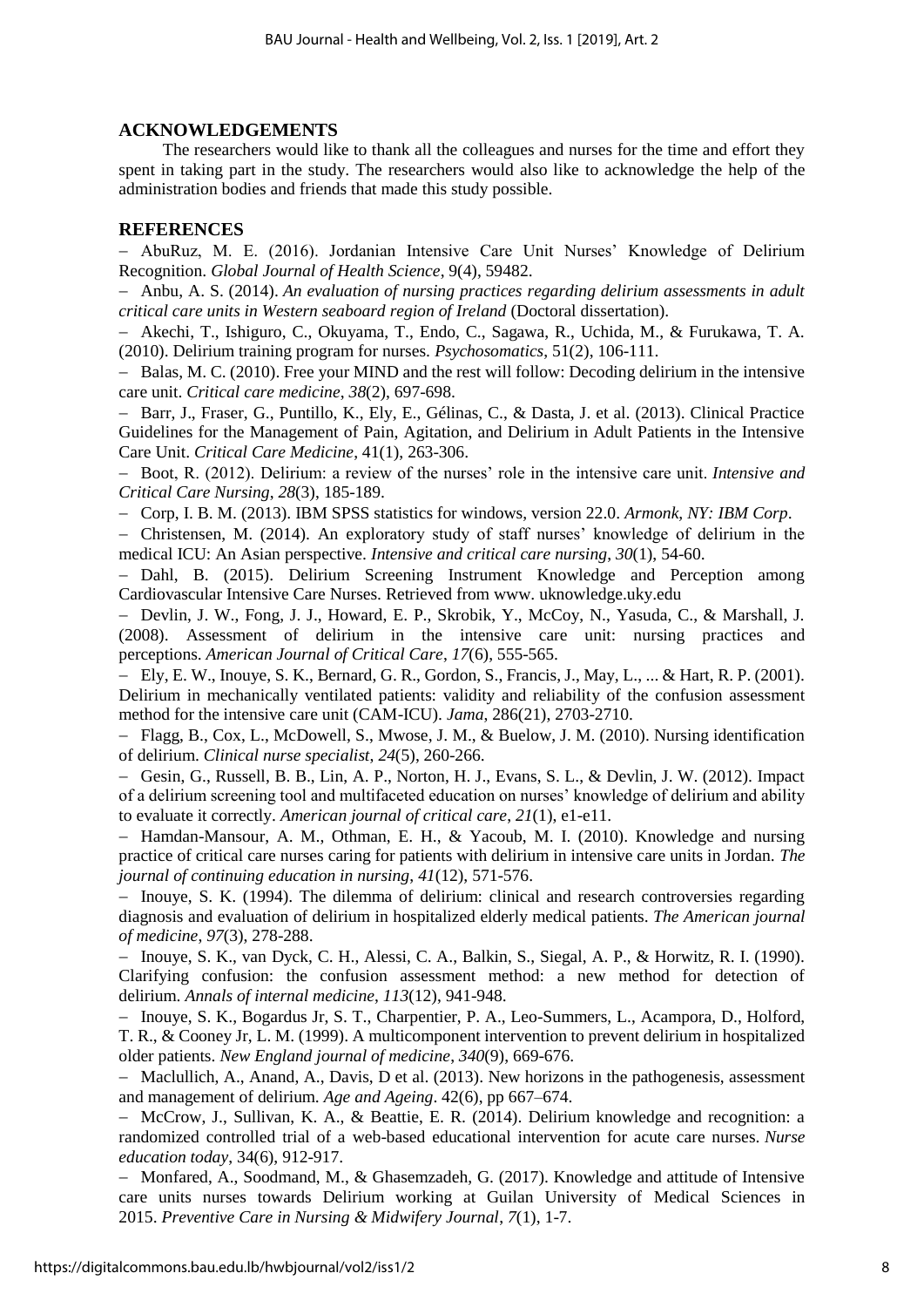## ACKNOWLEDGEMENTS

The researchers would like to thank all the colleagues and nurses for the time and effort they spent in taking part in the study. The researchers would also like to acknowledge the help of the administration bodies and friends that made this study possible.

## REFERENCES

- AbuRuz, M. E. (2016). Jordanian Intensive Care Unit Nurses' Knowledge of Delirium Recognition. *Global Journal of Health Science*, 9(4), 59482.
- Anbu, A. S. (2014). *An evaluation of nursing practices regarding delirium assessments in adult critical care units in Western seaboard region of Ireland* (Doctoral dissertation).
- Akechi, T., Ishiguro, C., Okuyama, T., Endo, C., Sagawa, R., Uchida, M., & Furukawa, T. A. (2010). Delirium training program for nurses. *Psychosomatics*, 51(2), 106-111.
- Balas, M. C. (2010). Free your MIND and the rest will follow: Decoding delirium in the intensive care unit. *Critical care medicine*, *38*(2), 697-698.
- Barr, J., Fraser, G., Puntillo, K., Ely, E., Gélinas, C., & Dasta, J. et al. (2013). Clinical Practice Guidelines for the Management of Pain, Agitation, and Delirium in Adult Patients in the Intensive Care Unit. *Critical Care Medicine*, 41(1), 263-306.
- Boot, R. (2012). Delirium: a review of the nurses' role in the intensive care unit. *Intensive and Critical Care Nursing*, *28*(3), 185-189.
- Corp, I. B. M. (2013). IBM SPSS statistics for windows, version 22.0. *Armonk, NY: IBM Corp*.
- Christensen, M. (2014). An exploratory study of staff nurses' knowledge of delirium in the medical ICU: An Asian perspective. *Intensive and critical care nursing*, *30*(1), 54-60.
- Dahl, B. (2015). Delirium Screening Instrument Knowledge and Perception among Cardiovascular Intensive Care Nurses. Retrieved from www. uknowledge.uky.edu
- Devlin, J. W., Fong, J. J., Howard, E. P., Skrobik, Y., McCoy, N., Yasuda, C., & Marshall, J. (2008). Assessment of delirium in the intensive care unit: nursing practices and perceptions. *American Journal of Critical Care*, *17*(6), 555-565.
- Ely, E. W., Inouye, S. K., Bernard, G. R., Gordon, S., Francis, J., May, L., ... & Hart, R. P. (2001). Delirium in mechanically ventilated patients: validity and reliability of the confusion assessment method for the intensive care unit (CAM-ICU). *Jama*, 286(21), 2703-2710.
- Flagg, B., Cox, L., McDowell, S., Mwose, J. M., & Buelow, J. M. (2010). Nursing identification of delirium. *Clinical nurse specialist*, *24*(5), 260-266.
- Gesin, G., Russell, B. B., Lin, A. P., Norton, H. J., Evans, S. L., & Devlin, J. W. (2012). Impact of a delirium screening tool and multifaceted education on nurses' knowledge of delirium and ability to evaluate it correctly. *American journal of critical care*, *21*(1), e1-e11.
- Hamdan-Mansour, A. M., Othman, E. H., & Yacoub, M. I. (2010). Knowledge and nursing practice of critical care nurses caring for patients with delirium in intensive care units in Jordan. *The journal of continuing education in nursing*, *41*(12), 571-576.
- Inouye, S. K. (1994). The dilemma of delirium: clinical and research controversies regarding diagnosis and evaluation of delirium in hospitalized elderly medical patients. *The American journal of medicine*, *97*(3), 278-288.
- Inouye, S. K., van Dyck, C. H., Alessi, C. A., Balkin, S., Siegal, A. P., & Horwitz, R. I. (1990). Clarifying confusion: the confusion assessment method: a new method for detection of delirium. *Annals of internal medicine*, *113*(12), 941-948.
- Inouye, S. K., Bogardus Jr, S. T., Charpentier, P. A., Leo-Summers, L., Acampora, D., Holford, T. R., & Cooney Jr, L. M. (1999). A multicomponent intervention to prevent delirium in hospitalized older patients. *New England journal of medicine*, *340*(9), 669-676.
- Maclullich, A., Anand, A., Davis, D et al. (2013). New horizons in the pathogenesis, assessment and management of delirium. *Age and Ageing*. 42(6), pp 667–674.
- McCrow, J., Sullivan, K. A., & Beattie, E. R. (2014). Delirium knowledge and recognition: a randomized controlled trial of a web-based educational intervention for acute care nurses. *Nurse education today*, 34(6), 912-917.
- Monfared, A., Soodmand, M., & Ghasemzadeh, G. (2017). Knowledge and attitude of Intensive care units nurses towards Delirium working at Guilan University of Medical Sciences in 2015. *Preventive Care in Nursing & Midwifery Journal*, *7*(1), 1-7.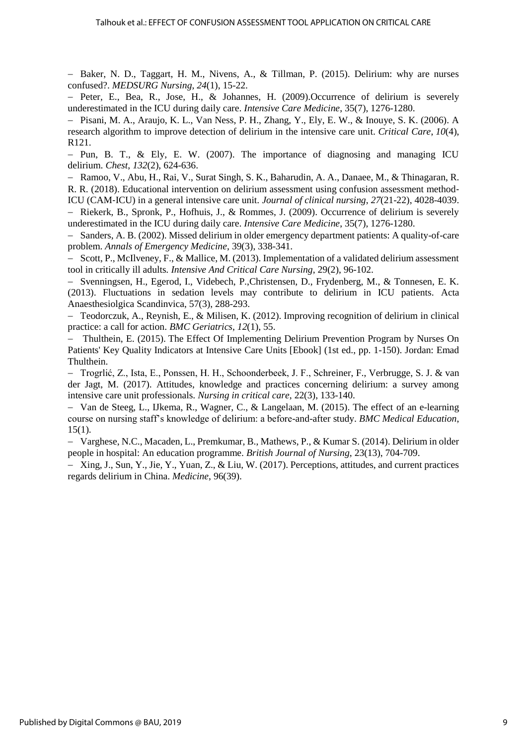- Baker, N. D., Taggart, H. M., Nivens, A., & Tillman, P. (2015). Delirium: why are nurses confused?. *MEDSURG Nursing*, *24*(1), 15-22.
- Peter, E., Bea, R., Jose, H., & Johannes, H. (2009).Occurrence of delirium is severely underestimated in the ICU during daily care. *Intensive Care Medicine*, 35(7), 1276-1280.
- Pisani, M. A., Araujo, K. L., Van Ness, P. H., Zhang, Y., Ely, E. W., & Inouye, S. K. (2006). A research algorithm to improve detection of delirium in the intensive care unit. *Critical Care*, *10*(4), R121.
- Pun, B. T., & Ely, E. W. (2007). The importance of diagnosing and managing ICU delirium. *Chest*, *132*(2), 624-636.
- Ramoo, V., Abu, H., Rai, V., Surat Singh, S. K., Baharudin, A. A., Danaee, M., & Thinagaran, R. R. R. (2018). Educational intervention on delirium assessment using confusion assessment method-ICU (CAM-ICU) in a general intensive care unit. *Journal of clinical nursing*, *27*(21-22), 4028-4039.
- Riekerk, B., Spronk, P., Hofhuis, J., & Rommes, J. (2009). Occurrence of delirium is severely underestimated in the ICU during daily care. *Intensive Care Medicine*, 35(7), 1276-1280.
- Sanders, A. B. (2002). Missed delirium in older emergency department patients: A quality-of-care problem. *Annals of Emergency Medicine*, 39(3), 338-341.
- Scott, P., McIlveney, F., & Mallice, M. (2013). Implementation of a validated delirium assessment tool in critically ill adults. *Intensive And Critical Care Nursing*, 29(2), 96-102.
- Svenningsen, H., Egerod, I., Videbech, P.,Christensen, D., Frydenberg, M., & Tonnesen, E. K. (2013). Fluctuations in sedation levels may contribute to delirium in ICU patients. Acta Anaesthesiolgica Scandinvica, 57(3), 288-293.
- Teodorczuk, A., Reynish, E., & Milisen, K. (2012). Improving recognition of delirium in clinical practice: a call for action. *BMC Geriatrics*, *12*(1), 55.
- Thulthein, E. (2015). The Effect Of Implementing Delirium Prevention Program by Nurses On Patients' Key Quality Indicators at Intensive Care Units [Ebook] (1st ed., pp. 1-150). Jordan: Emad Thulthein.
- Trogrlić, Z., Ista, E., Ponssen, H. H., Schoonderbeek, J. F., Schreiner, F., Verbrugge, S. J. & van der Jagt, M. (2017). Attitudes, knowledge and practices concerning delirium: a survey among intensive care unit professionals. *Nursing in critical care*, 22(3), 133-140.
- Van de Steeg, L., IJkema, R., Wagner, C., & Langelaan, M. (2015). The effect of an e-learning course on nursing staff's knowledge of delirium: a before-and-after study. *BMC Medical Education*, 15(1).
- Varghese, N.C., Macaden, L., Premkumar, B., Mathews, P., & Kumar S. (2014). Delirium in older people in hospital: An education programme. *British Journal of Nursing*, 23(13), 704-709.
- Xing, J., Sun, Y., Jie, Y., Yuan, Z., & Liu, W. (2017). Perceptions, attitudes, and current practices regards delirium in China. *Medicine*, 96(39).